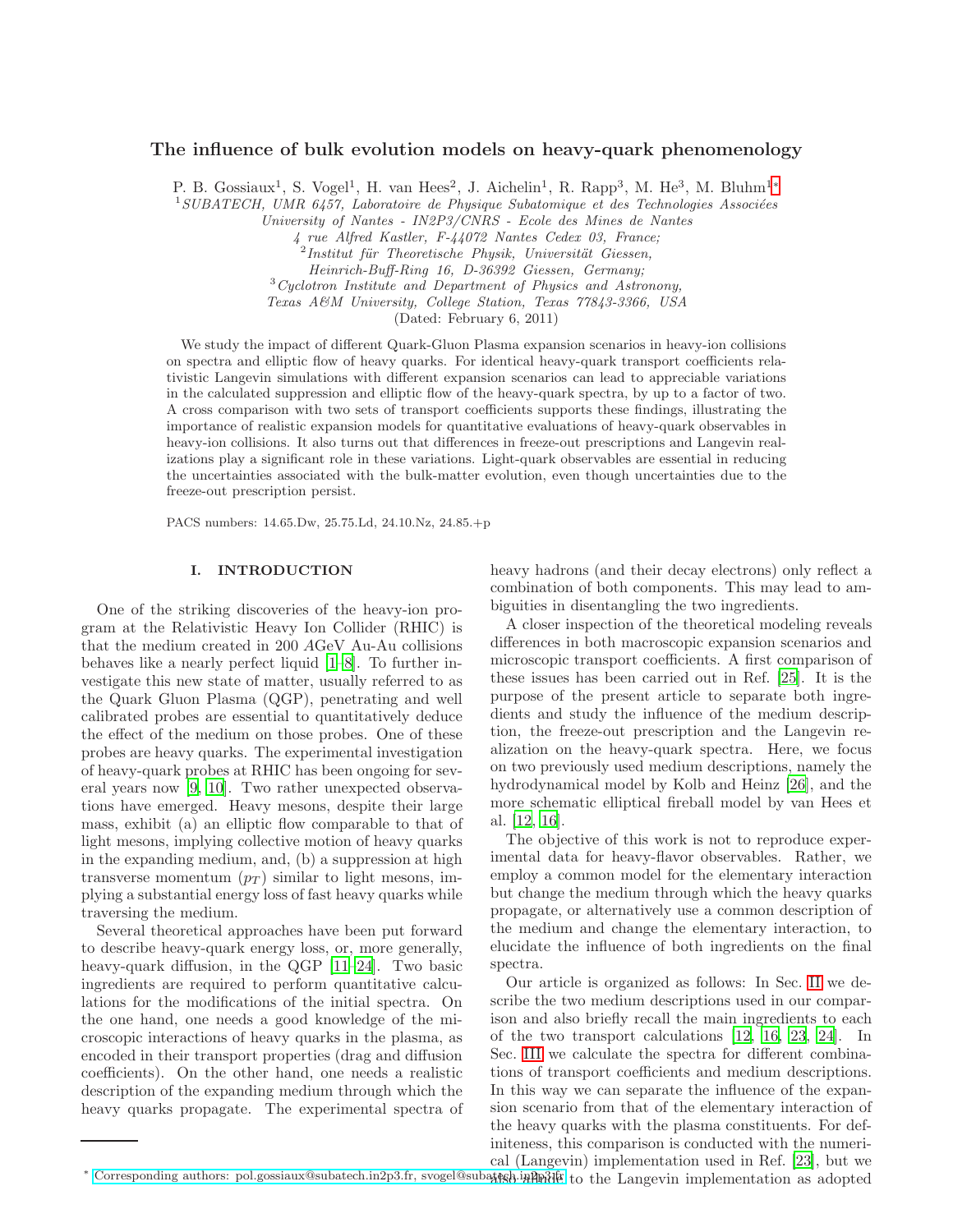# The influence of bulk evolution models on heavy-quark phenomenology

P. B. Gossiaux[1], S. Vogel[1], H. van Hees[2], J. Aichelin[1], R. Rapp[3], M. He[3], M. Bluhm[1]*

[1] *SUBATECH, UMR 6457, Laboratoire de Physique Subatomique et des Technologies Associées University of Nantes - IN2P3/CNRS - Ecole des Mines de Nantes 4 rue Alfred Kastler, F-44072 Nantes Cedex 03, France;*
[2] *Institut für Theoretische Physik, Universität Giessen, Heinrich-Buff-Ring 16, D-36392 Giessen, Germany;*
[3] *Cyclotron Institute and Department of Physics and Astronony, Texas A&M University, College Station, Texas 77843-3366, USA*

(Dated: February 6, 2011)

We study the impact of different Quark-Gluon Plasma expansion scenarios in heavy-ion collisions on spectra and elliptic flow of heavy quarks. For identical heavy-quark transport coefficients relativistic Langevin simulations with different expansion scenarios can lead to appreciable variations in the calculated suppression and elliptic flow of the heavy-quark spectra, by up to a factor of two. A cross comparison with two sets of transport coefficients supports these findings, illustrating the importance of realistic expansion models for quantitative evaluations of heavy-quark observables in heavy-ion collisions. It also turns out that differences in freeze-out prescriptions and Langevin realizations play a significant role in these variations. Light-quark observables are essential in reducing the uncertainties associated with the bulk-matter evolution, even though uncertainties due to the freeze-out prescription persist.

PACS numbers: 14.65.Dw, 25.75.Ld, 24.10.Nz, 24.85.+p

## I. INTRODUCTION

One of the striking discoveries of the heavy-ion program at the Relativistic Heavy Ion Collider (RHIC) is that the medium created in 200 $A$GeV Au-Au collisions behaves like a nearly perfect liquid [1–8]. To further investigate this new state of matter, usually referred to as the Quark Gluon Plasma (QGP), penetrating and well calibrated probes are essential to quantitatively deduce the effect of the medium on those probes. One of these probes are heavy quarks. The experimental investigation of heavy-quark probes at RHIC has been ongoing for several years now [9, 10]. Two rather unexpected observations have emerged. Heavy mesons, despite their large mass, exhibit (a) an elliptic flow comparable to that of light mesons, implying collective motion of heavy quarks in the expanding medium, and, (b) a suppression at high transverse momentum ($p_T$) similar to light mesons, implying a substantial energy loss of fast heavy quarks while traversing the medium.

Several theoretical approaches have been put forward to describe heavy-quark energy loss, or, more generally, heavy-quark diffusion, in the QGP [11–24]. Two basic ingredients are required to perform quantitative calculations for the modifications of the initial spectra. On the one hand, one needs a good knowledge of the microscopic interactions of heavy quarks in the plasma, as encoded in their transport properties (drag and diffusion coefficients). On the other hand, one needs a realistic description of the expanding medium through which the heavy quarks propagate. The experimental spectra of heavy hadrons (and their decay electrons) only reflect a combination of both components. This may lead to ambiguities in disentangling the two ingredients.

A closer inspection of the theoretical modeling reveals differences in both macroscopic expansion scenarios and microscopic transport coefficients. A first comparison of these issues has been carried out in Ref. [25]. It is the purpose of the present article to separate both ingredients and study the influence of the medium description, the freeze-out prescription and the Langevin realization on the heavy-quark spectra. Here, we focus on two previously used medium descriptions, namely the hydrodynamical model by Kolb and Heinz [26], and the more schematic elliptical fireball model by van Hees et al. [12, 16].

The objective of this work is not to reproduce experimental data for heavy-flavor observables. Rather, we employ a common model for the elementary interaction but change the medium through which the heavy quarks propagate, or alternatively use a common description of the medium and change the elementary interaction, to elucidate the influence of both ingredients on the final spectra.

Our article is organized as follows: In Sec. II we describe the two medium descriptions used in our comparison and also briefly recall the main ingredients to each of the two transport calculations [12, 16, 23, 24]. In Sec. III we calculate the spectra for different combinations of transport coefficients and medium descriptions. In this way we can separate the influence of the expansion scenario from that of the elementary interaction of the heavy quarks with the plasma constituents. For definiteness, this comparison is conducted with the numerical (Langevin) implementation used in Ref. [23], but we also allude to the Langevin implementation as adopted

* Corresponding authors: pol.gossiaux@subatech.in2p3.fr, svogel@subatech.in2p3.fr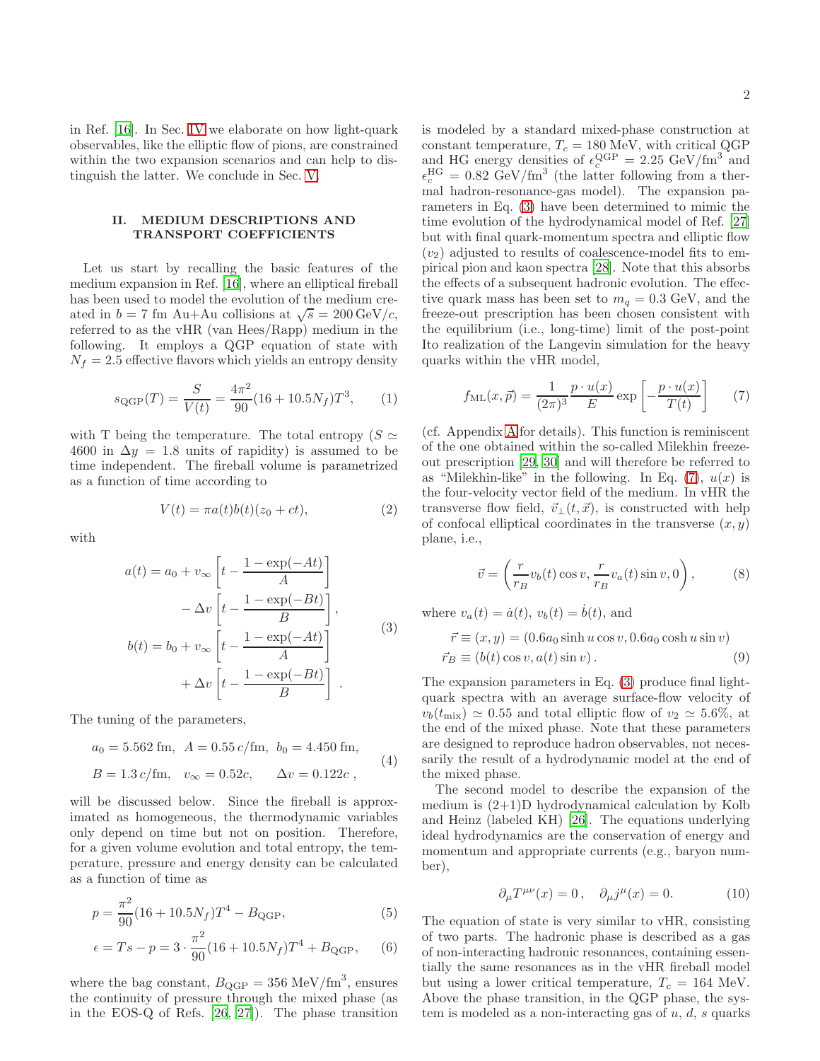in Ref. [16]. In Sec. IV we elaborate on how light-quark observables, like the elliptic flow of pions, are constrained within the two expansion scenarios and can help to distinguish the latter. We conclude in Sec. V.

## II. MEDIUM DESCRIPTIONS AND TRANSPORT COEFFICIENTS

Let us start by recalling the basic features of the medium expansion in Ref. [16], where an elliptical fireball has been used to model the evolution of the medium created in $b = 7$ fm Au+Au collisions at $\sqrt{s} = 200\,\text{GeV}/c$, referred to as the vHR (van Hees/Rapp) medium in the following. It employs a QGP equation of state with $N_f = 2.5$ effective flavors which yields an entropy density

$$s_{\text{QGP}}(T) = \frac{S}{V(t)} = \frac{4\pi^2}{90}(16 + 10.5 N_f)T^3, \tag{1}$$

with T being the temperature. The total entropy ($S \simeq 4600$ in $\Delta y = 1.8$ units of rapidity) is assumed to be time independent. The fireball volume is parametrized as a function of time according to

$$V(t) = \pi a(t) b(t)(z_0 + ct), \tag{2}$$

with

$$\begin{aligned} a(t) &= a_0 + v_\infty \left[ t - \frac{1 - \exp(-At)}{A} \right] \\ &\quad - \Delta v \left[ t - \frac{1 - \exp(-Bt)}{B} \right], \\ b(t) &= b_0 + v_\infty \left[ t - \frac{1 - \exp(-At)}{A} \right] \\ &\quad + \Delta v \left[ t - \frac{1 - \exp(-Bt)}{B} \right] . \end{aligned} \tag{3}$$

The tuning of the parameters,

$$\begin{aligned} &a_0 = 5.562 \text{ fm}, \;\; A = 0.55\, c/\text{fm}, \;\; b_0 = 4.450 \text{ fm}, \\ &B = 1.3\, c/\text{fm}, \quad v_\infty = 0.52c, \qquad \Delta v = 0.122c \;, \end{aligned} \tag{4}$$

will be discussed below. Since the fireball is approximated as homogeneous, the thermodynamic variables only depend on time but not on position. Therefore, for a given volume evolution and total entropy, the temperature, pressure and energy density can be calculated as a function of time as

$$p = \frac{\pi^2}{90}(16 + 10.5 N_f)T^4 - B_{\text{QGP}}, \tag{5}$$

$$\epsilon = Ts - p = 3 \cdot \frac{\pi^2}{90}(16 + 10.5 N_f)T^4 + B_{\text{QGP}}, \tag{6}$$

where the bag constant, $B_{\text{QGP}} = 356\ \text{MeV/fm}^3$, ensures the continuity of pressure through the mixed phase (as in the EOS-Q of Refs. [26, 27]). The phase transition is modeled by a standard mixed-phase construction at constant temperature, $T_c = 180$ MeV, with critical QGP and HG energy densities of $\epsilon_c^{\text{QGP}} = 2.25\ \text{GeV/fm}^3$ and $\epsilon_c^{\text{HG}} = 0.82\ \text{GeV/fm}^3$ (the latter following from a thermal hadron-resonance-gas model). The expansion parameters in Eq. (3) have been determined to mimic the time evolution of the hydrodynamical model of Ref. [27] but with final quark-momentum spectra and elliptic flow ($v_2$) adjusted to results of coalescence-model fits to empirical pion and kaon spectra [28]. Note that this absorbs the effects of a subsequent hadronic evolution. The effective quark mass has been set to $m_q = 0.3$ GeV, and the freeze-out prescription has been chosen consistent with the equilibrium (i.e., long-time) limit of the post-point Ito realization of the Langevin simulation for the heavy quarks within the vHR model,

$$f_{\text{ML}}(x, \vec{p}) = \frac{1}{(2\pi)^3} \frac{p \cdot u(x)}{E} \exp\left[ -\frac{p \cdot u(x)}{T(t)} \right] \tag{7}$$

(cf. Appendix A for details). This function is reminiscent of the one obtained within the so-called Milekhin freeze-out prescription [29, 30] and will therefore be referred to as "Milekhin-like" in the following. In Eq. (7), $u(x)$ is the four-velocity vector field of the medium. In vHR the transverse flow field, $\vec{v}_\perp(t, \vec{x})$, is constructed with help of confocal elliptical coordinates in the transverse $(x, y)$ plane, i.e.,

$$\vec{v} = \left( \frac{r}{r_B} v_b(t) \cos v, \frac{r}{r_B} v_a(t) \sin v, 0 \right), \tag{8}$$

where $v_a(t) = \dot{a}(t)$, $v_b(t) = \dot{b}(t)$, and

$$\begin{aligned} \vec{r} &\equiv (x, y) = (0.6 a_0 \sinh u \cos v, 0.6 a_0 \cosh u \sin v) \\ \vec{r}_B &\equiv (b(t) \cos v, a(t) \sin v) \,. \end{aligned} \tag{9}$$

The expansion parameters in Eq. (3) produce final light-quark spectra with an average surface-flow velocity of $v_b(t_{\text{mix}}) \simeq 0.55$ and total elliptic flow of $v_2 \simeq 5.6\%$, at the end of the mixed phase. Note that these parameters are designed to reproduce hadron observables, not necessarily the result of a hydrodynamic model at the end of the mixed phase.

The second model to describe the expansion of the medium is (2+1)D hydrodynamical calculation by Kolb and Heinz (labeled KH) [26]. The equations underlying ideal hydrodynamics are the conservation of energy and momentum and appropriate currents (e.g., baryon number),

$$\partial_\mu T^{\mu\nu}(x) = 0\,, \quad \partial_\mu j^\mu(x) = 0. \tag{10}$$

The equation of state is very similar to vHR, consisting of two parts. The hadronic phase is described as a gas of non-interacting hadronic resonances, containing essentially the same resonances as in the vHR fireball model but using a lower critical temperature, $T_c = 164$ MeV. Above the phase transition, in the QGP phase, the system is modeled as a non-interacting gas of $u$, $d$, $s$ quarks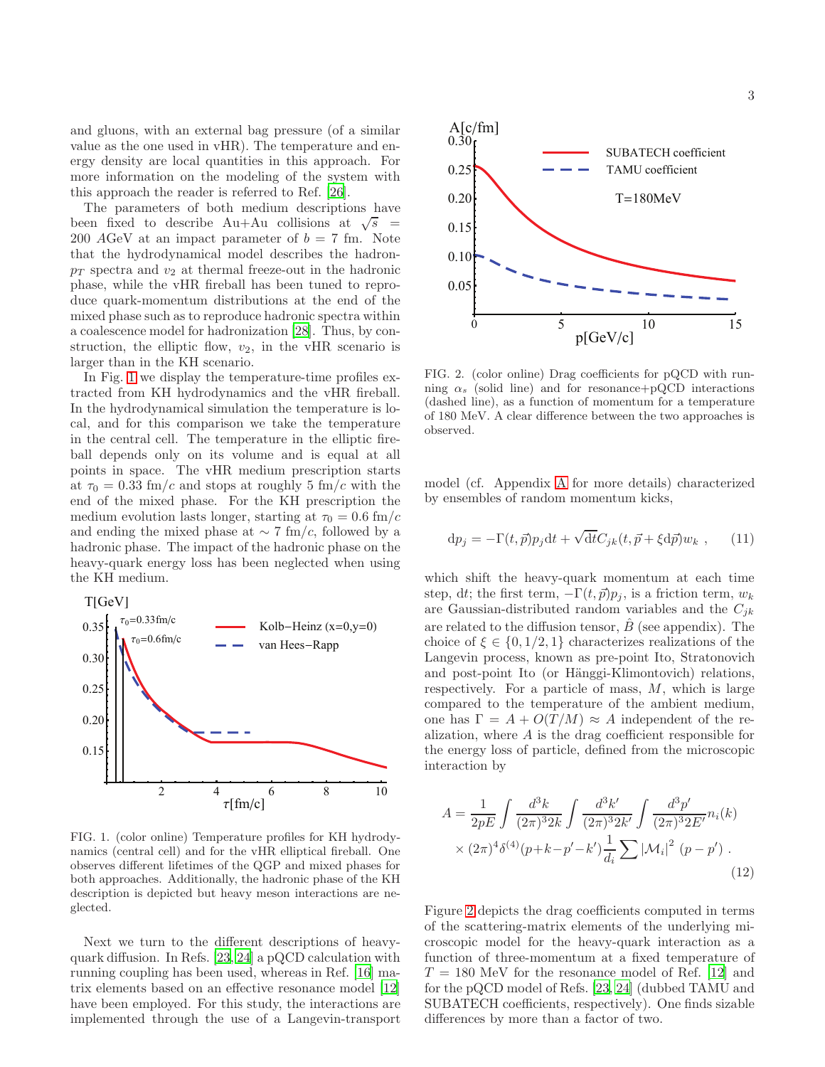and gluons, with an external bag pressure (of a similar value as the one used in vHR). The temperature and energy density are local quantities in this approach. For more information on the modeling of the system with this approach the reader is referred to Ref. [26].

The parameters of both medium descriptions have been fixed to describe Au+Au collisions at $\sqrt{s} = 200$ $A$GeV at an impact parameter of $b = 7$ fm. Note that the hydrodynamical model describes the hadron-$p_T$ spectra and $v_2$ at thermal freeze-out in the hadronic phase, while the vHR fireball has been tuned to reproduce quark-momentum distributions at the end of the mixed phase such as to reproduce hadronic spectra within a coalescence model for hadronization [28]. Thus, by construction, the elliptic flow, $v_2$, in the vHR scenario is larger than in the KH scenario.

In Fig. 1 we display the temperature-time profiles extracted from KH hydrodynamics and the vHR fireball. In the hydrodynamical simulation the temperature is local, and for this comparison we take the temperature in the central cell. The temperature in the elliptic fireball depends only on its volume and is equal at all points in space. The vHR medium prescription starts at $\tau_0 = 0.33$ fm/$c$ and stops at roughly 5 fm/$c$ with the end of the mixed phase. For the KH prescription the medium evolution lasts longer, starting at $\tau_0 = 0.6$ fm/$c$ and ending the mixed phase at $\sim 7$ fm/$c$, followed by a hadronic phase. The impact of the hadronic phase on the heavy-quark energy loss has been neglected when using the KH medium.

FIG. 1. (color online) Temperature profiles for KH hydrodynamics (central cell) and for the vHR elliptical fireball. One observes different lifetimes of the QGP and mixed phases for both approaches. Additionally, the hadronic phase of the KH description is depicted but heavy meson interactions are neglected.

Next we turn to the different descriptions of heavy-quark diffusion. In Refs. [23, 24] a pQCD calculation with running coupling has been used, whereas in Ref. [16] matrix elements based on an effective resonance model [12] have been employed. For this study, the interactions are implemented through the use of a Langevin-transport

FIG. 2. (color online) Drag coefficients for pQCD with running $\alpha_s$ (solid line) and for resonance+pQCD interactions (dashed line), as a function of momentum for a temperature of 180 MeV. A clear difference between the two approaches is observed.

model (cf. Appendix A for more details) characterized by ensembles of random momentum kicks,

$$\mathrm{d}p_j = -\Gamma(t,\vec{p})p_j \mathrm{d}t + \sqrt{\mathrm{d}t} C_{jk}(t,\vec{p}+\xi \mathrm{d}\vec{p}) w_k \ , \qquad (11)$$

which shift the heavy-quark momentum at each time step, $\mathrm{d}t$; the first term, $-\Gamma(t,\vec{p})p_j$, is a friction term, $w_k$ are Gaussian-distributed random variables and the $C_{jk}$ are related to the diffusion tensor, $\hat{B}$ (see appendix). The choice of $\xi \in \{0, 1/2, 1\}$ characterizes realizations of the Langevin process, known as pre-point Ito, Stratonovich and post-point Ito (or Hänggi-Klimontovich) relations, respectively. For a particle of mass, $M$, which is large compared to the temperature of the ambient medium, one has $\Gamma = A + O(T/M) \approx A$ independent of the realization, where $A$ is the drag coefficient responsible for the energy loss of particle, defined from the microscopic interaction by

$$A = \frac{1}{2pE}\int \frac{d^3k}{(2\pi)^3 2k}\int \frac{d^3k'}{(2\pi)^3 2k'}\int \frac{d^3p'}{(2\pi)^3 2E'} n_i(k) \times (2\pi)^4 \delta^{(4)}(p+k-p'-k') \frac{1}{d_i}\sum |\mathcal{M}_i|^2 \ (p-p') \ . \qquad (12)$$

Figure 2 depicts the drag coefficients computed in terms of the scattering-matrix elements of the underlying microscopic model for the heavy-quark interaction as a function of three-momentum at a fixed temperature of $T = 180$ MeV for the resonance model of Ref. [12] and for the pQCD model of Refs. [23, 24] (dubbed TAMU and SUBATECH coefficients, respectively). One finds sizable differences by more than a factor of two.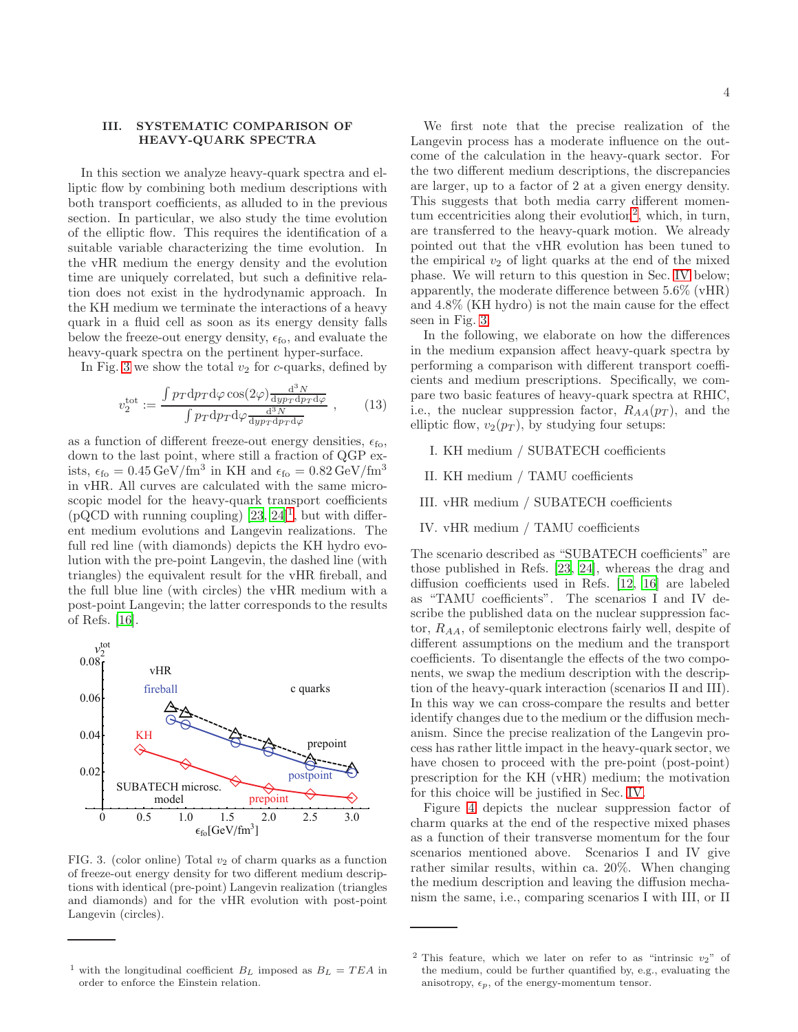## III. SYSTEMATIC COMPARISON OF HEAVY-QUARK SPECTRA

In this section we analyze heavy-quark spectra and elliptic flow by combining both medium descriptions with both transport coefficients, as alluded to in the previous section. In particular, we also study the time evolution of the elliptic flow. This requires the identification of a suitable variable characterizing the time evolution. In the vHR medium the energy density and the evolution time are uniquely correlated, but such a definitive relation does not exist in the hydrodynamic approach. In the KH medium we terminate the interactions of a heavy quark in a fluid cell as soon as its energy density falls below the freeze-out energy density, $\epsilon_{\rm fo}$, and evaluate the heavy-quark spectra on the pertinent hyper-surface.

In Fig. 3 we show the total $v_2$ for $c$-quarks, defined by

$$v_2^{\rm tot} := \frac{\int p_T \mathrm{d}p_T \mathrm{d}\varphi \cos(2\varphi) \frac{\mathrm{d}^3 N}{\mathrm{d}y p_T \mathrm{d}p_T \mathrm{d}\varphi}}{\int p_T \mathrm{d}p_T \mathrm{d}\varphi \frac{\mathrm{d}^3 N}{\mathrm{d}y p_T \mathrm{d}p_T \mathrm{d}\varphi}} , \qquad (13)$$

as a function of different freeze-out energy densities, $\epsilon_{\rm fo}$, down to the last point, where still a fraction of QGP exists, $\epsilon_{\rm fo} = 0.45\,\mathrm{GeV/fm}^3$ in KH and $\epsilon_{\rm fo} = 0.82\,\mathrm{GeV/fm}^3$ in vHR. All curves are calculated with the same microscopic model for the heavy-quark transport coefficients (pQCD with running coupling) [23, 24][1], but with different medium evolutions and Langevin realizations. The full red line (with diamonds) depicts the KH hydro evolution with the pre-point Langevin, the dashed line (with triangles) the equivalent result for the vHR fireball, and the full blue line (with circles) the vHR medium with a post-point Langevin; the latter corresponds to the results of Refs. [16].

FIG. 3. (color online) Total $v_2$ of charm quarks as a function of freeze-out energy density for two different medium descriptions with identical (pre-point) Langevin realization (triangles and diamonds) and for the vHR evolution with post-point Langevin (circles).

We first note that the precise realization of the Langevin process has a moderate influence on the outcome of the calculation in the heavy-quark sector. For the two different medium descriptions, the discrepancies are larger, up to a factor of 2 at a given energy density. This suggests that both media carry different momentum eccentricities along their evolution[2], which, in turn, are transferred to the heavy-quark motion. We already pointed out that the vHR evolution has been tuned to the empirical $v_2$ of light quarks at the end of the mixed phase. We will return to this question in Sec. IV below; apparently, the moderate difference between 5.6% (vHR) and 4.8% (KH hydro) is not the main cause for the effect seen in Fig. 3.

In the following, we elaborate on how the differences in the medium expansion affect heavy-quark spectra by performing a comparison with different transport coefficients and medium prescriptions. Specifically, we compare two basic features of heavy-quark spectra at RHIC, i.e., the nuclear suppression factor, $R_{AA}(p_T)$, and the elliptic flow, $v_2(p_T)$, by studying four setups:

I. KH medium / SUBATECH coefficients

II. KH medium / TAMU coefficients

III. vHR medium / SUBATECH coefficients

IV. vHR medium / TAMU coefficients

The scenario described as "SUBATECH coefficients" are those published in Refs. [23, 24], whereas the drag and diffusion coefficients used in Refs. [12, 16] are labeled as "TAMU coefficients". The scenarios I and IV describe the published data on the nuclear suppression factor, $R_{AA}$, of semileptonic electrons fairly well, despite of different assumptions on the medium and the transport coefficients. To disentangle the effects of the two components, we swap the medium description with the description of the heavy-quark interaction (scenarios II and III). In this way we can cross-compare the results and better identify changes due to the medium or the diffusion mechanism. Since the precise realization of the Langevin process has rather little impact in the heavy-quark sector, we have chosen to proceed with the pre-point (post-point) prescription for the KH (vHR) medium; the motivation for this choice will be justified in Sec. IV.

Figure 4 depicts the nuclear suppression factor of charm quarks at the end of the respective mixed phases as a function of their transverse momentum for the four scenarios mentioned above. Scenarios I and IV give rather similar results, within ca. 20%. When changing the medium description and leaving the diffusion mechanism the same, i.e., comparing scenarios I with III, or II

[1] with the longitudinal coefficient $B_L$ imposed as $B_L = TEA$ in order to enforce the Einstein relation.

[2] This feature, which we later on refer to as "intrinsic $v_2$" of the medium, could be further quantified by, e.g., evaluating the anisotropy, $\epsilon_p$, of the energy-momentum tensor.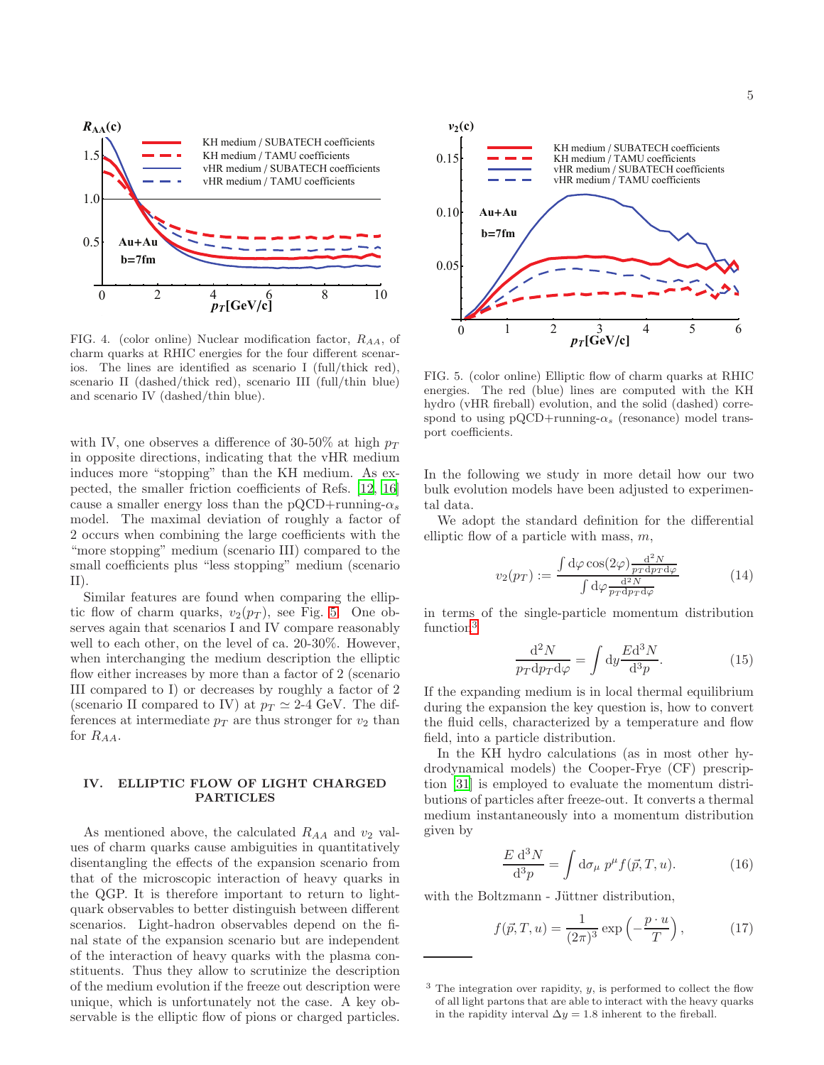FIG. 4. (color online) Nuclear modification factor, $R_{AA}$, of charm quarks at RHIC energies for the four different scenarios. The lines are identified as scenario I (full/thick red), scenario II (dashed/thick red), scenario III (full/thin blue) and scenario IV (dashed/thin blue).

FIG. 5. (color online) Elliptic flow of charm quarks at RHIC energies. The red (blue) lines are computed with the KH hydro (vHR fireball) evolution, and the solid (dashed) correspond to using pQCD+running-$\alpha_s$ (resonance) model transport coefficients.

with IV, one observes a difference of 30-50% at high $p_T$ in opposite directions, indicating that the vHR medium induces more "stopping" than the KH medium. As expected, the smaller friction coefficients of Refs. [12, 16] cause a smaller energy loss than the pQCD+running-$\alpha_s$ model. The maximal deviation of roughly a factor of 2 occurs when combining the large coefficients with the "more stopping" medium (scenario III) compared to the small coefficients plus "less stopping" medium (scenario II).

Similar features are found when comparing the elliptic flow of charm quarks, $v_2(p_T)$, see Fig. 5. One observes again that scenarios I and IV compare reasonably well to each other, on the level of ca. 20-30%. However, when interchanging the medium description the elliptic flow either increases by more than a factor of 2 (scenario III compared to I) or decreases by roughly a factor of 2 (scenario II compared to IV) at $p_T \simeq$ 2-4 GeV. The differences at intermediate $p_T$ are thus stronger for $v_2$ than for $R_{AA}$.

## IV. ELLIPTIC FLOW OF LIGHT CHARGED PARTICLES

As mentioned above, the calculated $R_{AA}$ and $v_2$ values of charm quarks cause ambiguities in quantitatively disentangling the effects of the expansion scenario from that of the microscopic interaction of heavy quarks in the QGP. It is therefore important to return to light-quark observables to better distinguish between different scenarios. Light-hadron observables depend on the final state of the expansion scenario but are independent of the interaction of heavy quarks with the plasma constituents. Thus they allow to scrutinize the description of the medium evolution if the freeze out description were unique, which is unfortunately not the case. A key observable is the elliptic flow of pions or charged particles.

In the following we study in more detail how our two bulk evolution models have been adjusted to experimental data.

We adopt the standard definition for the differential elliptic flow of a particle with mass, $m$,

$$v_2(p_T) := \frac{\int \mathrm{d}\varphi \cos(2\varphi) \frac{\mathrm{d}^2 N}{p_T \mathrm{d}p_T \mathrm{d}\varphi}}{\int \mathrm{d}\varphi \frac{\mathrm{d}^2 N}{p_T \mathrm{d}p_T \mathrm{d}\varphi}} \tag{14}$$

in terms of the single-particle momentum distribution function[3]

$$\frac{\mathrm{d}^2 N}{p_T \mathrm{d}p_T \mathrm{d}\varphi} = \int \mathrm{d}y \frac{E \mathrm{d}^3 N}{\mathrm{d}^3 p}. \tag{15}$$

If the expanding medium is in local thermal equilibrium during the expansion the key question is, how to convert the fluid cells, characterized by a temperature and flow field, into a particle distribution.

In the KH hydro calculations (as in most other hydrodynamical models) the Cooper-Frye (CF) prescription [31] is employed to evaluate the momentum distributions of particles after freeze-out. It converts a thermal medium instantaneously into a momentum distribution given by

$$\frac{E \, \mathrm{d}^3 N}{\mathrm{d}^3 p} = \int \mathrm{d}\sigma_\mu \, p^\mu f(\vec{p}, T, u). \tag{16}$$

with the Boltzmann - Jüttner distribution,

$$f(\vec{p}, T, u) = \frac{1}{(2\pi)^3} \exp\left(-\frac{p \cdot u}{T}\right), \tag{17}$$

[3] The integration over rapidity, $y$, is performed to collect the flow of all light partons that are able to interact with the heavy quarks in the rapidity interval $\Delta y = 1.8$ inherent to the fireball.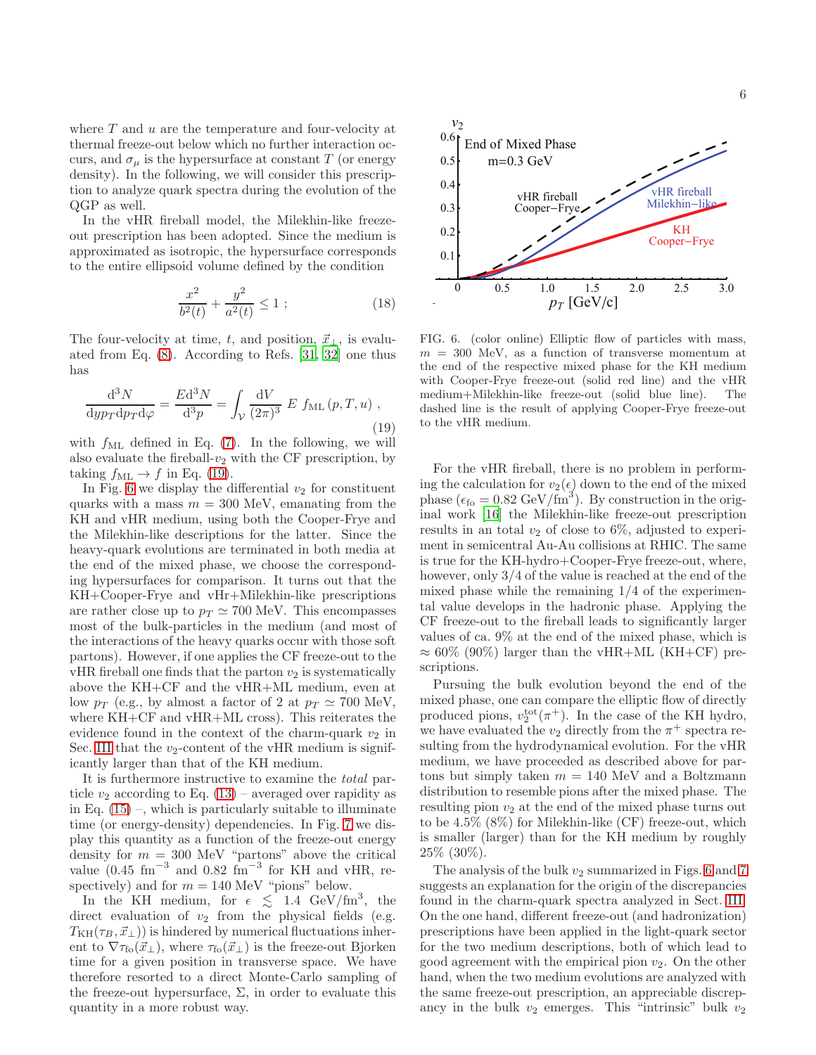where $T$ and $u$ are the temperature and four-velocity at thermal freeze-out below which no further interaction occurs, and $\sigma_\mu$ is the hypersurface at constant $T$ (or energy density). In the following, we will consider this prescription to analyze quark spectra during the evolution of the QGP as well.

In the vHR fireball model, the Milekhin-like freeze-out prescription has been adopted. Since the medium is approximated as isotropic, the hypersurface corresponds to the entire ellipsoid volume defined by the condition

$$\frac{x^2}{b^2(t)} + \frac{y^2}{a^2(t)} \leq 1 \; ; \tag{18}$$

The four-velocity at time, $t$, and position, $\vec{x}_\perp$, is evaluated from Eq. (8). According to Refs. [31, 32] one thus has

$$\frac{\mathrm{d}^3 N}{\mathrm{d}y p_T \mathrm{d}p_T \mathrm{d}\varphi} = \frac{E \mathrm{d}^3 N}{\mathrm{d}^3 p} = \int_{\mathcal{V}} \frac{\mathrm{d}V}{(2\pi)^3} \; E \; f_{\mathrm{ML}}\left(p, T, u\right) \; , \tag{19}$$

with $f_{\mathrm{ML}}$ defined in Eq. (7). In the following, we will also evaluate the fireball-$v_2$ with the CF prescription, by taking $f_{\mathrm{ML}} \to f$ in Eq. (19).

In Fig. 6 we display the differential $v_2$ for constituent quarks with a mass $m = 300$ MeV, emanating from the KH and vHR medium, using both the Cooper-Frye and the Milekhin-like descriptions for the latter. Since the heavy-quark evolutions are terminated in both media at the end of the mixed phase, we choose the corresponding hypersurfaces for comparison. It turns out that the KH+Cooper-Frye and vHr+Milekhin-like prescriptions are rather close up to $p_T \simeq 700$ MeV. This encompasses most of the bulk-particles in the medium (and most of the interactions of the heavy quarks occur with those soft partons). However, if one applies the CF freeze-out to the vHR fireball one finds that the parton $v_2$ is systematically above the KH+CF and the vHR+ML medium, even at low $p_T$ (e.g., by almost a factor of 2 at $p_T \simeq 700$ MeV, where KH+CF and vHR+ML cross). This reiterates the evidence found in the context of the charm-quark $v_2$ in Sec. III that the $v_2$-content of the vHR medium is significantly larger than that of the KH medium.

It is furthermore instructive to examine the *total* particle $v_2$ according to Eq. (13) – averaged over rapidity as in Eq. (15) –, which is particularly suitable to illuminate time (or energy-density) dependencies. In Fig. 7 we display this quantity as a function of the freeze-out energy density for $m = 300$ MeV "partons" above the critical value (0.45 fm$^{-3}$ and 0.82 fm$^{-3}$ for KH and vHR, respectively) and for $m = 140$ MeV "pions" below.

In the KH medium, for $\epsilon \lesssim 1.4$ GeV/fm$^3$, the direct evaluation of $v_2$ from the physical fields (e.g. $T_{\mathrm{KH}}(\tau_B, \vec{x}_\perp)$) is hindered by numerical fluctuations inherent to $\nabla \tau_{\mathrm{fo}}(\vec{x}_\perp)$, where $\tau_{\mathrm{fo}}(\vec{x}_\perp)$ is the freeze-out Bjorken time for a given position in transverse space. We have therefore resorted to a direct Monte-Carlo sampling of the freeze-out hypersurface, $\Sigma$, in order to evaluate this quantity in a more robust way.

FIG. 6. (color online) Elliptic flow of particles with mass, $m = 300$ MeV, as a function of transverse momentum at the end of the respective mixed phase for the KH medium with Cooper-Frye freeze-out (solid red line) and the vHR medium+Milekhin-like freeze-out (solid blue line). The dashed line is the result of applying Cooper-Frye freeze-out to the vHR medium.

For the vHR fireball, there is no problem in performing the calculation for $v_2(\epsilon)$ down to the end of the mixed phase ($\epsilon_{\mathrm{fo}} = 0.82$ GeV/fm$^3$). By construction in the original work [16] the Milekhin-like freeze-out prescription results in an total $v_2$ of close to 6%, adjusted to experiment in semicentral Au-Au collisions at RHIC. The same is true for the KH-hydro+Cooper-Frye freeze-out, where, however, only 3/4 of the value is reached at the end of the mixed phase while the remaining 1/4 of the experimental value develops in the hadronic phase. Applying the CF freeze-out to the fireball leads to significantly larger values of ca. 9% at the end of the mixed phase, which is $\approx 60\%$ (90%) larger than the vHR+ML (KH+CF) prescriptions.

Pursuing the bulk evolution beyond the end of the mixed phase, one can compare the elliptic flow of directly produced pions, $v_2^{\mathrm{tot}}(\pi^+)$. In the case of the KH hydro, we have evaluated the $v_2$ directly from the $\pi^+$ spectra resulting from the hydrodynamical evolution. For the vHR medium, we have proceeded as described above for partons but simply taken $m = 140$ MeV and a Boltzmann distribution to resemble pions after the mixed phase. The resulting pion $v_2$ at the end of the mixed phase turns out to be 4.5% (8%) for Milekhin-like (CF) freeze-out, which is smaller (larger) than for the KH medium by roughly 25% (30%).

The analysis of the bulk $v_2$ summarized in Figs. 6 and 7 suggests an explanation for the origin of the discrepancies found in the charm-quark spectra analyzed in Sect. III. On the one hand, different freeze-out (and hadronization) prescriptions have been applied in the light-quark sector for the two medium descriptions, both of which lead to good agreement with the empirical pion $v_2$. On the other hand, when the two medium evolutions are analyzed with the same freeze-out prescription, an appreciable discrepancy in the bulk $v_2$ emerges. This "intrinsic" bulk $v_2$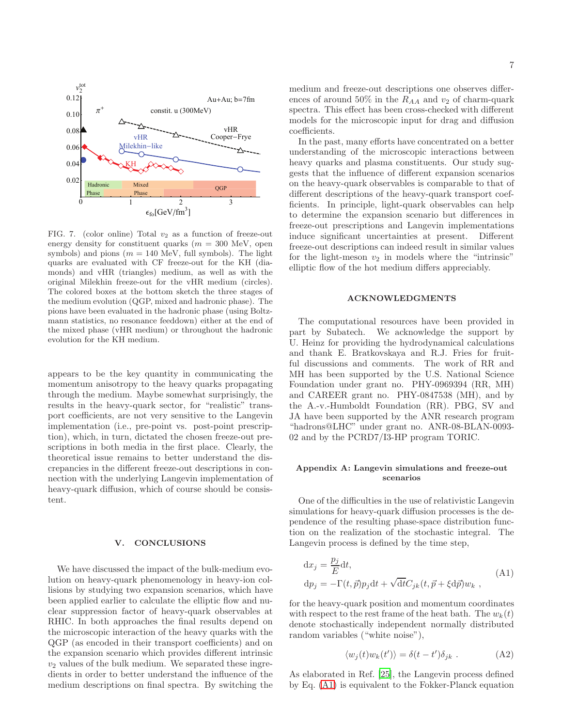FIG. 7. (color online) Total $v_2$ as a function of freeze-out energy density for constituent quarks ($m = 300$ MeV, open symbols) and pions ($m = 140$ MeV, full symbols). The light quarks are evaluated with CF freeze-out for the KH (diamonds) and vHR (triangles) medium, as well as with the original Milekhin freeze-out for the vHR medium (circles). The colored boxes at the bottom sketch the three stages of the medium evolution (QGP, mixed and hadronic phase). The pions have been evaluated in the hadronic phase (using Boltzmann statistics, no resonance feeddown) either at the end of the mixed phase (vHR medium) or throughout the hadronic evolution for the KH medium.

appears to be the key quantity in communicating the momentum anisotropy to the heavy quarks propagating through the medium. Maybe somewhat surprisingly, the results in the heavy-quark sector, for "realistic" transport coefficients, are not very sensitive to the Langevin implementation (i.e., pre-point vs. post-point prescription), which, in turn, dictated the chosen freeze-out prescriptions in both media in the first place. Clearly, the theoretical issue remains to better understand the discrepancies in the different freeze-out descriptions in connection with the underlying Langevin implementation of heavy-quark diffusion, which of course should be consistent.

## V. CONCLUSIONS

We have discussed the impact of the bulk-medium evolution on heavy-quark phenomenology in heavy-ion collisions by studying two expansion scenarios, which have been applied earlier to calculate the elliptic flow and nuclear suppression factor of heavy-quark observables at RHIC. In both approaches the final results depend on the microscopic interaction of the heavy quarks with the QGP (as encoded in their transport coefficients) and on the expansion scenario which provides different intrinsic $v_2$ values of the bulk medium. We separated these ingredients in order to better understand the influence of the medium descriptions on final spectra. By switching the medium and freeze-out descriptions one observes differences of around 50% in the $R_{AA}$ and $v_2$ of charm-quark spectra. This effect has been cross-checked with different models for the microscopic input for drag and diffusion coefficients.

In the past, many efforts have concentrated on a better understanding of the microscopic interactions between heavy quarks and plasma constituents. Our study suggests that the influence of different expansion scenarios on the heavy-quark observables is comparable to that of different descriptions of the heavy-quark transport coefficients. In principle, light-quark observables can help to determine the expansion scenario but differences in freeze-out prescriptions and Langevin implementations induce significant uncertainties at present. Different freeze-out descriptions can indeed result in similar values for the light-meson $v_2$ in models where the "intrinsic" elliptic flow of the hot medium differs appreciably.

## ACKNOWLEDGMENTS

The computational resources have been provided in part by Subatech. We acknowledge the support by U. Heinz for providing the hydrodynamical calculations and thank E. Bratkovskaya and R.J. Fries for fruitful discussions and comments. The work of RR and MH has been supported by the U.S. National Science Foundation under grant no. PHY-0969394 (RR, MH) and CAREER grant no. PHY-0847538 (MH), and by the A.-v.-Humboldt Foundation (RR). PBG, SV and JA have been supported by the ANR research program "hadrons@LHC" under grant no. ANR-08-BLAN-0093-02 and by the PCRD7/I3-HP program TORIC.

## Appendix A: Langevin simulations and freeze-out scenarios

One of the difficulties in the use of relativistic Langevin simulations for heavy-quark diffusion processes is the dependence of the resulting phase-space distribution function on the realization of the stochastic integral. The Langevin process is defined by the time step,

$$
\begin{aligned}
\mathrm{d}x_j &= \frac{p_j}{E}\mathrm{d}t, \\
\mathrm{d}p_j &= -\Gamma(t,\vec{p})p_j\mathrm{d}t + \sqrt{\mathrm{d}t}C_{jk}(t,\vec{p}+\xi\mathrm{d}\vec{p})w_k \ ,
\end{aligned}
\tag{A1}
$$

for the heavy-quark position and momentum coordinates with respect to the rest frame of the heat bath. The $w_k(t)$ denote stochastically independent normally distributed random variables ("white noise"),

$$
\langle w_j(t)w_k(t')\rangle = \delta(t-t')\delta_{jk} \ . \tag{A2}
$$

As elaborated in Ref. [25], the Langevin process defined by Eq. (A1) is equivalent to the Fokker-Planck equation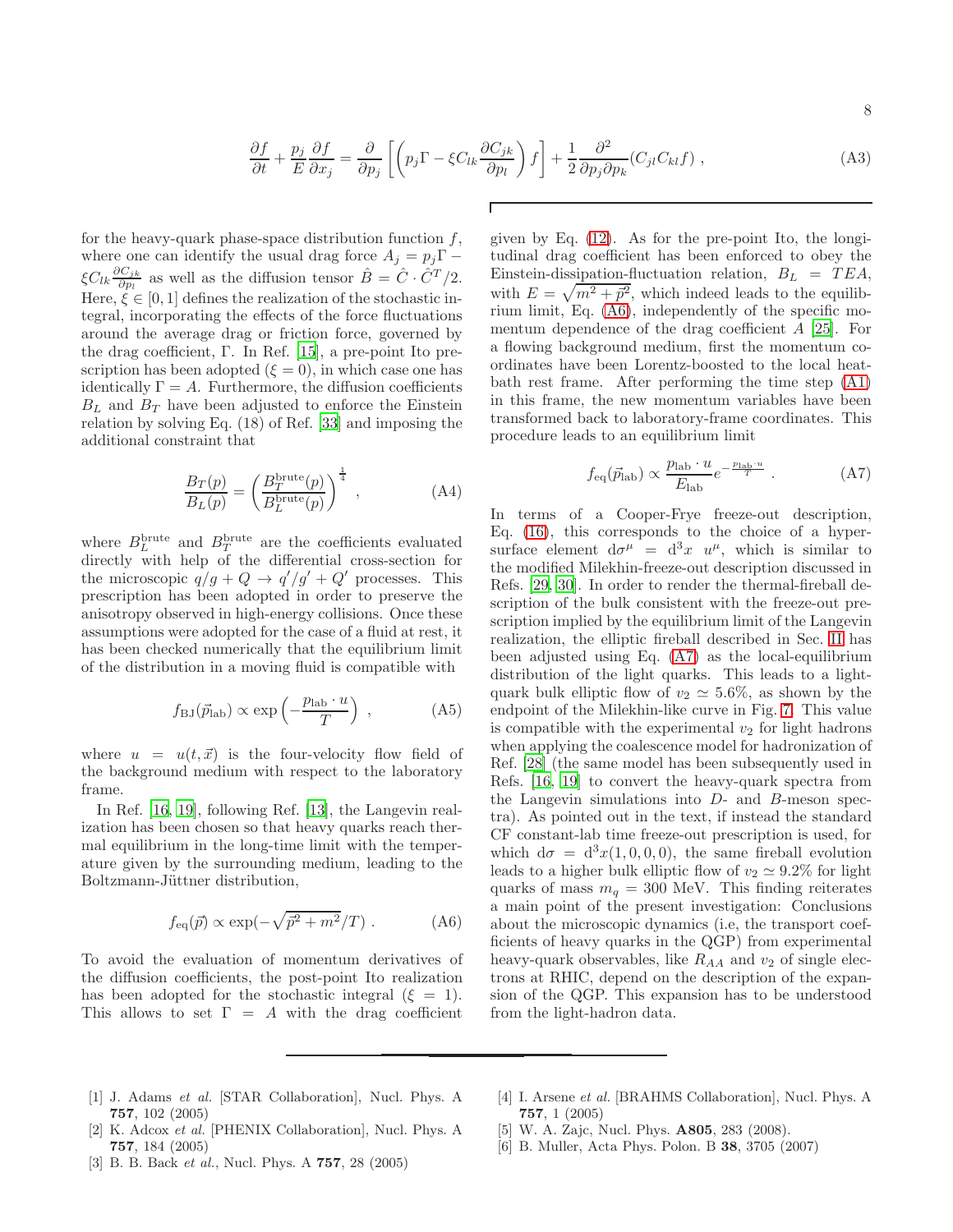$$\frac{\partial f}{\partial t} + \frac{p_j}{E}\frac{\partial f}{\partial x_j} = \frac{\partial}{\partial p_j}\left[\left(p_j\Gamma - \xi C_{lk}\frac{\partial C_{jk}}{\partial p_l}\right)f\right] + \frac{1}{2}\frac{\partial^2}{\partial p_j \partial p_k}(C_{jl}C_{kl}f) \ , \tag{A3}$$

for the heavy-quark phase-space distribution function $f$, where one can identify the usual drag force $A_j = p_j\Gamma - \xi C_{lk}\frac{\partial C_{jk}}{\partial p_l}$ as well as the diffusion tensor $\hat{B} = \hat{C}\cdot\hat{C}^T/2$. Here, $\xi \in [0, 1]$ defines the realization of the stochastic integral, incorporating the effects of the force fluctuations around the average drag or friction force, governed by the drag coefficient, $\Gamma$. In Ref. [15], a pre-point Ito prescription has been adopted ($\xi = 0$), in which case one has identically $\Gamma = A$. Furthermore, the diffusion coefficients $B_L$ and $B_T$ have been adjusted to enforce the Einstein relation by solving Eq. (18) of Ref. [33] and imposing the additional constraint that

$$\frac{B_T(p)}{B_L(p)} = \left(\frac{B_T^{\rm brute}(p)}{B_L^{\rm brute}(p)}\right)^{\frac{1}{4}} \ , \tag{A4}$$

where $B_L^{\rm brute}$ and $B_T^{\rm brute}$ are the coefficients evaluated directly with help of the differential cross-section for the microscopic $q/g + Q \to q'/g' + Q'$ processes. This prescription has been adopted in order to preserve the anisotropy observed in high-energy collisions. Once these assumptions were adopted for the case of a fluid at rest, it has been checked numerically that the equilibrium limit of the distribution in a moving fluid is compatible with

$$f_{\rm BJ}(\vec{p}_{\rm lab}) \propto \exp\left(-\frac{p_{\rm lab}\cdot u}{T}\right) \ , \tag{A5}$$

where $u = u(t, \vec{x})$ is the four-velocity flow field of the background medium with respect to the laboratory frame.

In Ref. [16, 19], following Ref. [13], the Langevin realization has been chosen so that heavy quarks reach thermal equilibrium in the long-time limit with the temperature given by the surrounding medium, leading to the Boltzmann-Jüttner distribution,

$$f_{\rm eq}(\vec{p}) \propto \exp(-\sqrt{\vec{p}^2 + m^2}/T) \ . \tag{A6}$$

To avoid the evaluation of momentum derivatives of the diffusion coefficients, the post-point Ito realization has been adopted for the stochastic integral ($\xi = 1$). This allows to set $\Gamma = A$ with the drag coefficient given by Eq. (12). As for the pre-point Ito, the longitudinal drag coefficient has been enforced to obey the Einstein-dissipation-fluctuation relation, $B_L = TEA$, with $E = \sqrt{m^2 + \vec{p}^2}$, which indeed leads to the equilibrium limit, Eq. (A6), independently of the specific momentum dependence of the drag coefficient $A$ [25]. For a flowing background medium, first the momentum coordinates have been Lorentz-boosted to the local heat-bath rest frame. After performing the time step (A1) in this frame, the new momentum variables have been transformed back to laboratory-frame coordinates. This procedure leads to an equilibrium limit

$$f_{\rm eq}(\vec{p}_{\rm lab}) \propto \frac{p_{\rm lab}\cdot u}{E_{\rm lab}} e^{-\frac{p_{\rm lab}\cdot u}{T}} \ . \tag{A7}$$

In terms of a Cooper-Frye freeze-out description, Eq. (16), this corresponds to the choice of a hypersurface element $d\sigma^\mu = d^3x \ u^\mu$, which is similar to the modified Milekhin-freeze-out description discussed in Refs. [29, 30]. In order to render the thermal-fireball description of the bulk consistent with the freeze-out prescription implied by the equilibrium limit of the Langevin realization, the elliptic fireball described in Sec. II has been adjusted using Eq. (A7) as the local-equilibrium distribution of the light quarks. This leads to a light-quark bulk elliptic flow of $v_2 \simeq 5.6\%$, as shown by the endpoint of the Milekhin-like curve in Fig. 7. This value is compatible with the experimental $v_2$ for light hadrons when applying the coalescence model for hadronization of Ref. [28] (the same model has been subsequently used in Refs. [16, 19] to convert the heavy-quark spectra from the Langevin simulations into $D$- and $B$-meson spectra). As pointed out in the text, if instead the standard CF constant-lab time freeze-out prescription is used, for which $d\sigma = d^3x(1, 0, 0, 0)$, the same fireball evolution leads to a higher bulk elliptic flow of $v_2 \simeq 9.2\%$ for light quarks of mass $m_q = 300$ MeV. This finding reiterates a main point of the present investigation: Conclusions about the microscopic dynamics (i.e, the transport coefficients of heavy quarks in the QGP) from experimental heavy-quark observables, like $R_{AA}$ and $v_2$ of single electrons at RHIC, depend on the description of the expansion of the QGP. This expansion has to be understood from the light-hadron data.

---

[1] J. Adams *et al.* [STAR Collaboration], Nucl. Phys. A **757**, 102 (2005)
[2] K. Adcox *et al.* [PHENIX Collaboration], Nucl. Phys. A **757**, 184 (2005)
[3] B. B. Back *et al.*, Nucl. Phys. A **757**, 28 (2005)
[4] I. Arsene *et al.* [BRAHMS Collaboration], Nucl. Phys. A **757**, 1 (2005)
[5] W. A. Zajc, Nucl. Phys. **A805**, 283 (2008).
[6] B. Muller, Acta Phys. Polon. B **38**, 3705 (2007)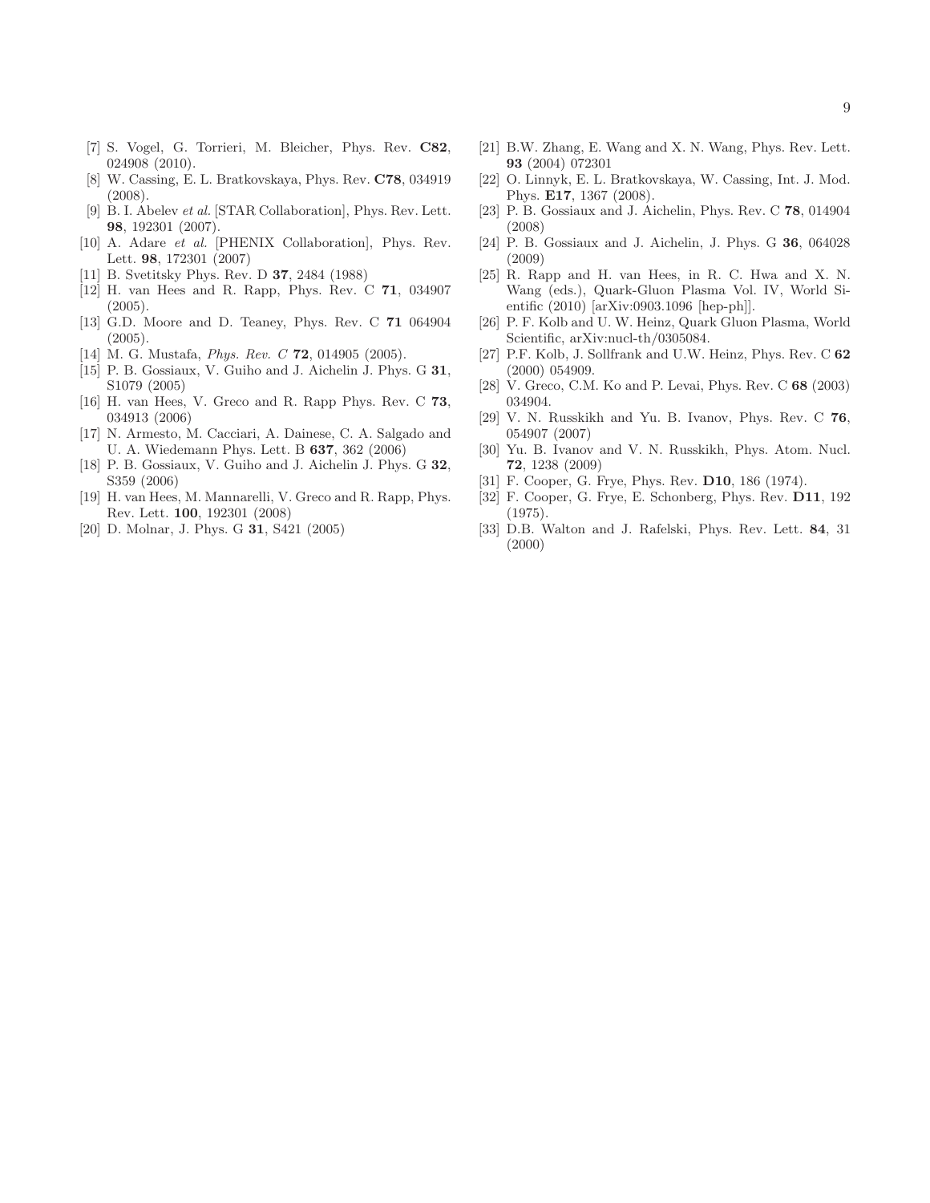[7] S. Vogel, G. Torrieri, M. Bleicher, Phys. Rev. **C82**, 024908 (2010).

[8] W. Cassing, E. L. Bratkovskaya, Phys. Rev. **C78**, 034919 (2008).

[9] B. I. Abelev *et al.* [STAR Collaboration], Phys. Rev. Lett. **98**, 192301 (2007).

[10] A. Adare *et al.* [PHENIX Collaboration], Phys. Rev. Lett. **98**, 172301 (2007)

[11] B. Svetitsky Phys. Rev. D **37**, 2484 (1988)

[12] H. van Hees and R. Rapp, Phys. Rev. C **71**, 034907 (2005).

[13] G.D. Moore and D. Teaney, Phys. Rev. C **71** 064904 (2005).

[14] M. G. Mustafa, *Phys. Rev. C* **72**, 014905 (2005).

[15] P. B. Gossiaux, V. Guiho and J. Aichelin J. Phys. G **31**, S1079 (2005)

[16] H. van Hees, V. Greco and R. Rapp Phys. Rev. C **73**, 034913 (2006)

[17] N. Armesto, M. Cacciari, A. Dainese, C. A. Salgado and U. A. Wiedemann Phys. Lett. B **637**, 362 (2006)

[18] P. B. Gossiaux, V. Guiho and J. Aichelin J. Phys. G **32**, S359 (2006)

[19] H. van Hees, M. Mannarelli, V. Greco and R. Rapp, Phys. Rev. Lett. **100**, 192301 (2008)

[20] D. Molnar, J. Phys. G **31**, S421 (2005)

[21] B.W. Zhang, E. Wang and X. N. Wang, Phys. Rev. Lett. **93** (2004) 072301

[22] O. Linnyk, E. L. Bratkovskaya, W. Cassing, Int. J. Mod. Phys. **E17**, 1367 (2008).

[23] P. B. Gossiaux and J. Aichelin, Phys. Rev. C **78**, 014904 (2008)

[24] P. B. Gossiaux and J. Aichelin, J. Phys. G **36**, 064028 (2009)

[25] R. Rapp and H. van Hees, in R. C. Hwa and X. N. Wang (eds.), Quark-Gluon Plasma Vol. IV, World Scientific (2010) [arXiv:0903.1096 [hep-ph]].

[26] P. F. Kolb and U. W. Heinz, Quark Gluon Plasma, World Scientific, arXiv:nucl-th/0305084.

[27] P.F. Kolb, J. Sollfrank and U.W. Heinz, Phys. Rev. C **62** (2000) 054909.

[28] V. Greco, C.M. Ko and P. Levai, Phys. Rev. C **68** (2003) 034904.

[29] V. N. Russkikh and Yu. B. Ivanov, Phys. Rev. C **76**, 054907 (2007)

[30] Yu. B. Ivanov and V. N. Russkikh, Phys. Atom. Nucl. **72**, 1238 (2009)

[31] F. Cooper, G. Frye, Phys. Rev. **D10**, 186 (1974).

[32] F. Cooper, G. Frye, E. Schonberg, Phys. Rev. **D11**, 192 (1975).

[33] D.B. Walton and J. Rafelski, Phys. Rev. Lett. **84**, 31 (2000)